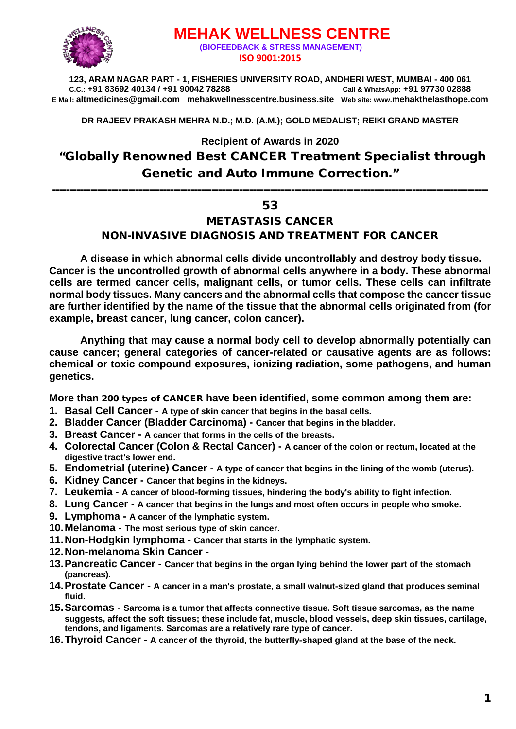# MEHAK WELLNESS CENTRE

**(BIOFEEDBACK & STRESS MANAGEMENT)**

**ISO 9001:2015**

**123, ARAM NAGAR PART - 1, FISHERIES UNIVERSITY ROAD, ANDHERI WEST, MUMBAI - 400 061**
**C.C.: +91 83692 40134 / +91 90042 78288** **Call & WhatsApp: +91 97730 02888**
**E Mail: altmedicines@gmail.com mehakwellnesscentre.business.site Web site: www.mehakthelasthope.com**

**DR RAJEEV PRAKASH MEHRA N.D.; M.D. (A.M.); GOLD MEDALIST; REIKI GRAND MASTER**

**Recipient of Awards in 2020**

## "Globally Renowned Best CANCER Treatment Specialist through Genetic and Auto Immune Correction."

---

## 53

## METASTASIS CANCER

## NON-INVASIVE DIAGNOSIS AND TREATMENT FOR CANCER

**A disease in which abnormal cells divide uncontrollably and destroy body tissue. Cancer is the uncontrolled growth of abnormal cells anywhere in a body. These abnormal cells are termed cancer cells, malignant cells, or tumor cells. These cells can infiltrate normal body tissues. Many cancers and the abnormal cells that compose the cancer tissue are further identified by the name of the tissue that the abnormal cells originated from (for example, breast cancer, lung cancer, colon cancer).**

**Anything that may cause a normal body cell to develop abnormally potentially can cause cancer; general categories of cancer-related or causative agents are as follows: chemical or toxic compound exposures, ionizing radiation, some pathogens, and human genetics.**

**More than 200 types of CANCER have been identified, some common among them are:**

1. **Basal Cell Cancer - A type of skin cancer that begins in the basal cells.**
2. **Bladder Cancer (Bladder Carcinoma) - Cancer that begins in the bladder.**
3. **Breast Cancer - A cancer that forms in the cells of the breasts.**
4. **Colorectal Cancer (Colon & Rectal Cancer) - A cancer of the colon or rectum, located at the digestive tract's lower end.**
5. **Endometrial (uterine) Cancer - A type of cancer that begins in the lining of the womb (uterus).**
6. **Kidney Cancer - Cancer that begins in the kidneys.**
7. **Leukemia - A cancer of blood-forming tissues, hindering the body's ability to fight infection.**
8. **Lung Cancer - A cancer that begins in the lungs and most often occurs in people who smoke.**
9. **Lymphoma - A cancer of the lymphatic system.**
10. **Melanoma - The most serious type of skin cancer.**
11. **Non-Hodgkin lymphoma - Cancer that starts in the lymphatic system.**
12. **Non-melanoma Skin Cancer -**
13. **Pancreatic Cancer - Cancer that begins in the organ lying behind the lower part of the stomach (pancreas).**
14. **Prostate Cancer - A cancer in a man's prostate, a small walnut-sized gland that produces seminal fluid.**
15. **Sarcomas - Sarcoma is a tumor that affects connective tissue. Soft tissue sarcomas, as the name suggests, affect the soft tissues; these include fat, muscle, blood vessels, deep skin tissues, cartilage, tendons, and ligaments. Sarcomas are a relatively rare type of cancer.**
16. **Thyroid Cancer - A cancer of the thyroid, the butterfly-shaped gland at the base of the neck.**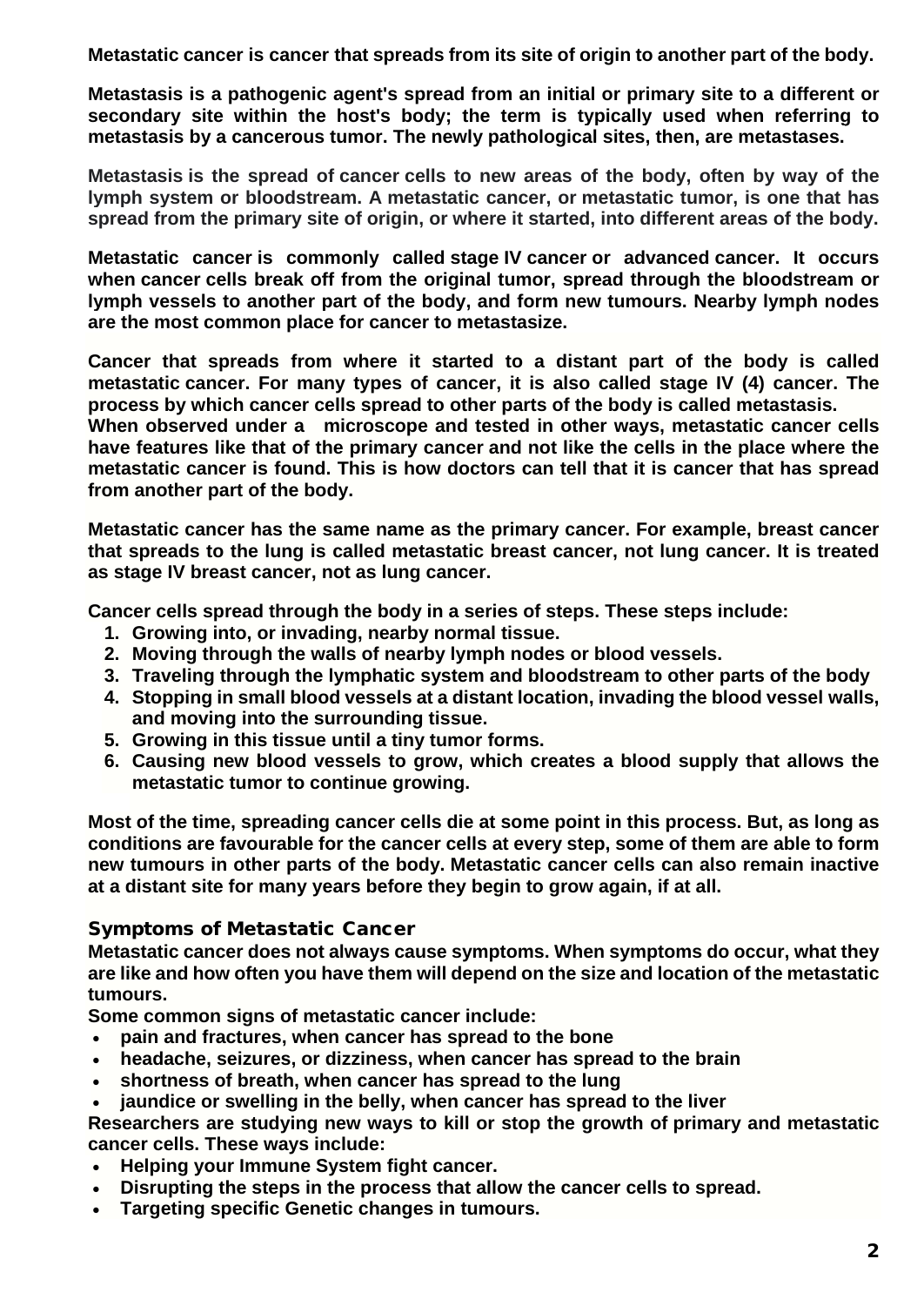**Metastatic cancer is cancer that spreads from its site of origin to another part of the body.**

**Metastasis is a pathogenic agent's spread from an initial or primary site to a different or secondary site within the host's body; the term is typically used when referring to metastasis by a cancerous tumor. The newly pathological sites, then, are metastases.**

**Metastasis is the spread of cancer cells to new areas of the body, often by way of the lymph system or bloodstream. A metastatic cancer, or metastatic tumor, is one that has spread from the primary site of origin, or where it started, into different areas of the body.**

**Metastatic cancer is commonly called stage IV cancer or advanced cancer. It occurs when cancer cells break off from the original tumor, spread through the bloodstream or lymph vessels to another part of the body, and form new tumours. Nearby lymph nodes are the most common place for cancer to metastasize.**

**Cancer that spreads from where it started to a distant part of the body is called metastatic cancer. For many types of cancer, it is also called stage IV (4) cancer. The process by which cancer cells spread to other parts of the body is called metastasis.**
**When observed under a microscope and tested in other ways, metastatic cancer cells have features like that of the primary cancer and not like the cells in the place where the metastatic cancer is found. This is how doctors can tell that it is cancer that has spread from another part of the body.**

**Metastatic cancer has the same name as the primary cancer. For example, breast cancer that spreads to the lung is called metastatic breast cancer, not lung cancer. It is treated as stage IV breast cancer, not as lung cancer.**

**Cancer cells spread through the body in a series of steps. These steps include:**

1. **Growing into, or invading, nearby normal tissue.**
2. **Moving through the walls of nearby lymph nodes or blood vessels.**
3. **Traveling through the lymphatic system and bloodstream to other parts of the body**
4. **Stopping in small blood vessels at a distant location, invading the blood vessel walls, and moving into the surrounding tissue.**
5. **Growing in this tissue until a tiny tumor forms.**
6. **Causing new blood vessels to grow, which creates a blood supply that allows the metastatic tumor to continue growing.**

**Most of the time, spreading cancer cells die at some point in this process. But, as long as conditions are favourable for the cancer cells at every step, some of them are able to form new tumours in other parts of the body. Metastatic cancer cells can also remain inactive at a distant site for many years before they begin to grow again, if at all.**

## Symptoms of Metastatic Cancer

**Metastatic cancer does not always cause symptoms. When symptoms do occur, what they are like and how often you have them will depend on the size and location of the metastatic tumours.**

**Some common signs of metastatic cancer include:**

- **pain and fractures, when cancer has spread to the bone**
- **headache, seizures, or dizziness, when cancer has spread to the brain**
- **shortness of breath, when cancer has spread to the lung**
- **jaundice or swelling in the belly, when cancer has spread to the liver**

**Researchers are studying new ways to kill or stop the growth of primary and metastatic cancer cells. These ways include:**

- **Helping your Immune System fight cancer.**
- **Disrupting the steps in the process that allow the cancer cells to spread.**
- **Targeting specific Genetic changes in tumours.**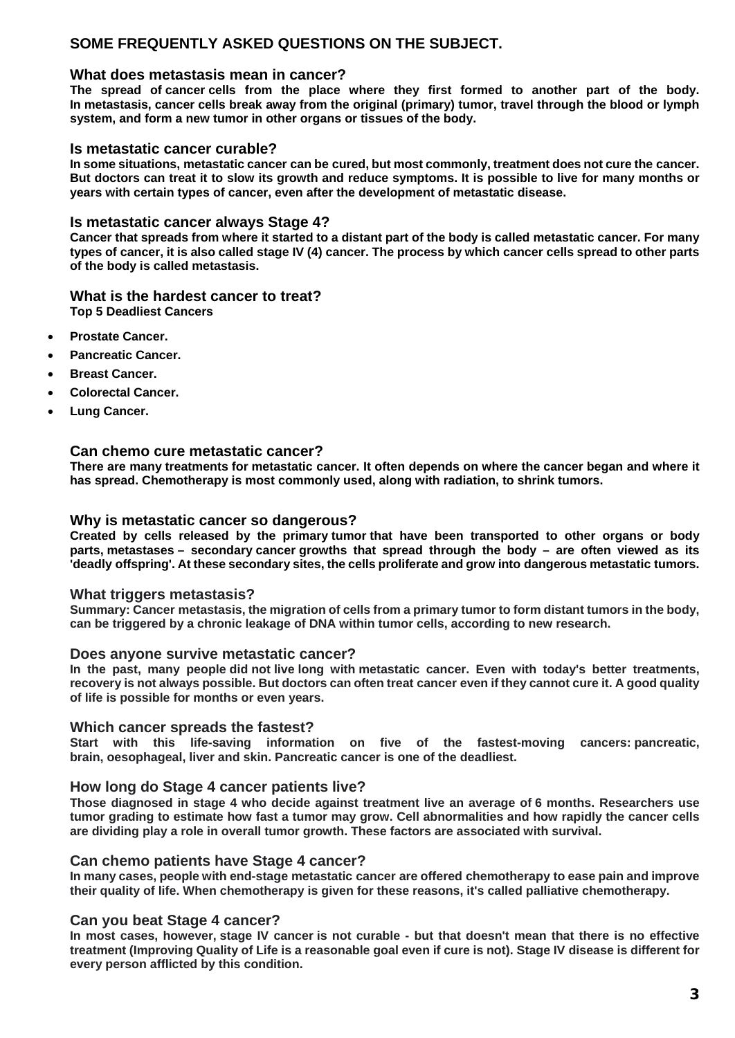## SOME FREQUENTLY ASKED QUESTIONS ON THE SUBJECT.

### What does metastasis mean in cancer?

**The spread of cancer cells from the place where they first formed to another part of the body. In metastasis, cancer cells break away from the original (primary) tumor, travel through the blood or lymph system, and form a new tumor in other organs or tissues of the body.**

### Is metastatic cancer curable?

**In some situations, metastatic cancer can be cured, but most commonly, treatment does not cure the cancer. But doctors can treat it to slow its growth and reduce symptoms. It is possible to live for many months or years with certain types of cancer, even after the development of metastatic disease.**

### Is metastatic cancer always Stage 4?

**Cancer that spreads from where it started to a distant part of the body is called metastatic cancer. For many types of cancer, it is also called stage IV (4) cancer. The process by which cancer cells spread to other parts of the body is called metastasis.**

### What is the hardest cancer to treat?

**Top 5 Deadliest Cancers**

- **Prostate Cancer.**
- **Pancreatic Cancer.**
- **Breast Cancer.**
- **Colorectal Cancer.**
- **Lung Cancer.**

### Can chemo cure metastatic cancer?

**There are many treatments for metastatic cancer. It often depends on where the cancer began and where it has spread. Chemotherapy is most commonly used, along with radiation, to shrink tumors.**

### Why is metastatic cancer so dangerous?

**Created by cells released by the primary tumor that have been transported to other organs or body parts, metastases – secondary cancer growths that spread through the body – are often viewed as its 'deadly offspring'. At these secondary sites, the cells proliferate and grow into dangerous metastatic tumors.**

### What triggers metastasis?

**Summary: Cancer metastasis, the migration of cells from a primary tumor to form distant tumors in the body, can be triggered by a chronic leakage of DNA within tumor cells, according to new research.**

### Does anyone survive metastatic cancer?

**In the past, many people did not live long with metastatic cancer. Even with today's better treatments, recovery is not always possible. But doctors can often treat cancer even if they cannot cure it. A good quality of life is possible for months or even years.**

### Which cancer spreads the fastest?

**Start with this life-saving information on five of the fastest-moving cancers: pancreatic, brain, oesophageal, liver and skin. Pancreatic cancer is one of the deadliest.**

### How long do Stage 4 cancer patients live?

**Those diagnosed in stage 4 who decide against treatment live an average of 6 months. Researchers use tumor grading to estimate how fast a tumor may grow. Cell abnormalities and how rapidly the cancer cells are dividing play a role in overall tumor growth. These factors are associated with survival.**

### Can chemo patients have Stage 4 cancer?

**In many cases, people with end-stage metastatic cancer are offered chemotherapy to ease pain and improve their quality of life. When chemotherapy is given for these reasons, it's called palliative chemotherapy.**

### Can you beat Stage 4 cancer?

**In most cases, however, stage IV cancer is not curable - but that doesn't mean that there is no effective treatment (Improving Quality of Life is a reasonable goal even if cure is not). Stage IV disease is different for every person afflicted by this condition.**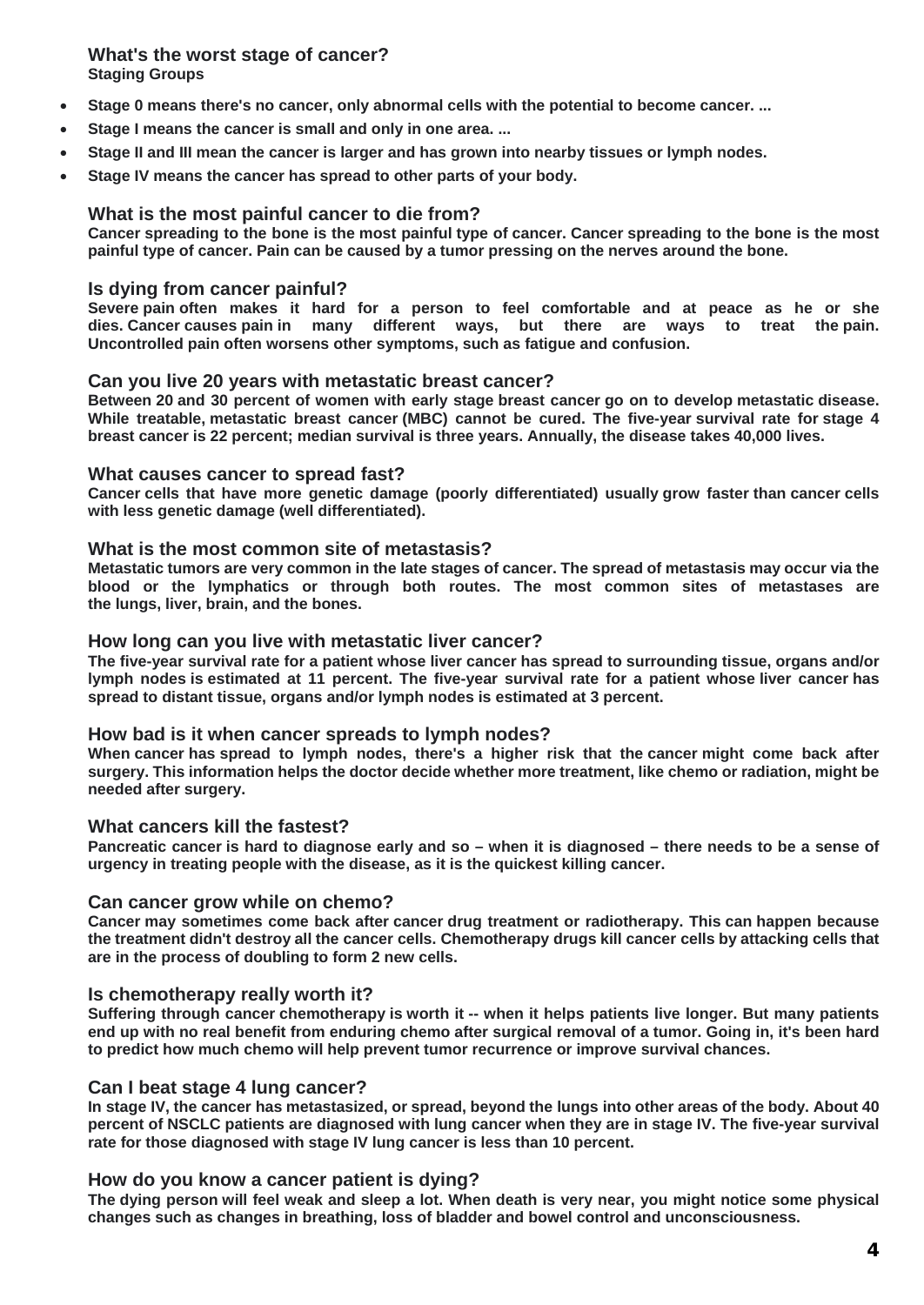### What's the worst stage of cancer?

**Staging Groups**

- **Stage 0 means there's no cancer, only abnormal cells with the potential to become cancer. ...**
- **Stage I means the cancer is small and only in one area. ...**
- **Stage II and III mean the cancer is larger and has grown into nearby tissues or lymph nodes.**
- **Stage IV means the cancer has spread to other parts of your body.**

### What is the most painful cancer to die from?

**Cancer spreading to the bone is the most painful type of cancer. Cancer spreading to the bone is the most painful type of cancer. Pain can be caused by a tumor pressing on the nerves around the bone.**

### Is dying from cancer painful?

**Severe pain often makes it hard for a person to feel comfortable and at peace as he or she dies. Cancer causes pain in many different ways, but there are ways to treat the pain. Uncontrolled pain often worsens other symptoms, such as fatigue and confusion.**

### Can you live 20 years with metastatic breast cancer?

**Between 20 and 30 percent of women with early stage breast cancer go on to develop metastatic disease. While treatable, metastatic breast cancer (MBC) cannot be cured. The five-year survival rate for stage 4 breast cancer is 22 percent; median survival is three years. Annually, the disease takes 40,000 lives.**

### What causes cancer to spread fast?

**Cancer cells that have more genetic damage (poorly differentiated) usually grow faster than cancer cells with less genetic damage (well differentiated).**

### What is the most common site of metastasis?

**Metastatic tumors are very common in the late stages of cancer. The spread of metastasis may occur via the blood or the lymphatics or through both routes. The most common sites of metastases are the lungs, liver, brain, and the bones.**

### How long can you live with metastatic liver cancer?

**The five-year survival rate for a patient whose liver cancer has spread to surrounding tissue, organs and/or lymph nodes is estimated at 11 percent. The five-year survival rate for a patient whose liver cancer has spread to distant tissue, organs and/or lymph nodes is estimated at 3 percent.**

### How bad is it when cancer spreads to lymph nodes?

**When cancer has spread to lymph nodes, there's a higher risk that the cancer might come back after surgery. This information helps the doctor decide whether more treatment, like chemo or radiation, might be needed after surgery.**

### What cancers kill the fastest?

**Pancreatic cancer is hard to diagnose early and so – when it is diagnosed – there needs to be a sense of urgency in treating people with the disease, as it is the quickest killing cancer.**

### Can cancer grow while on chemo?

**Cancer may sometimes come back after cancer drug treatment or radiotherapy. This can happen because the treatment didn't destroy all the cancer cells. Chemotherapy drugs kill cancer cells by attacking cells that are in the process of doubling to form 2 new cells.**

### Is chemotherapy really worth it?

**Suffering through cancer chemotherapy is worth it -- when it helps patients live longer. But many patients end up with no real benefit from enduring chemo after surgical removal of a tumor. Going in, it's been hard to predict how much chemo will help prevent tumor recurrence or improve survival chances.**

### Can I beat stage 4 lung cancer?

**In stage IV, the cancer has metastasized, or spread, beyond the lungs into other areas of the body. About 40 percent of NSCLC patients are diagnosed with lung cancer when they are in stage IV. The five-year survival rate for those diagnosed with stage IV lung cancer is less than 10 percent.**

### How do you know a cancer patient is dying?

**The dying person will feel weak and sleep a lot. When death is very near, you might notice some physical changes such as changes in breathing, loss of bladder and bowel control and unconsciousness.**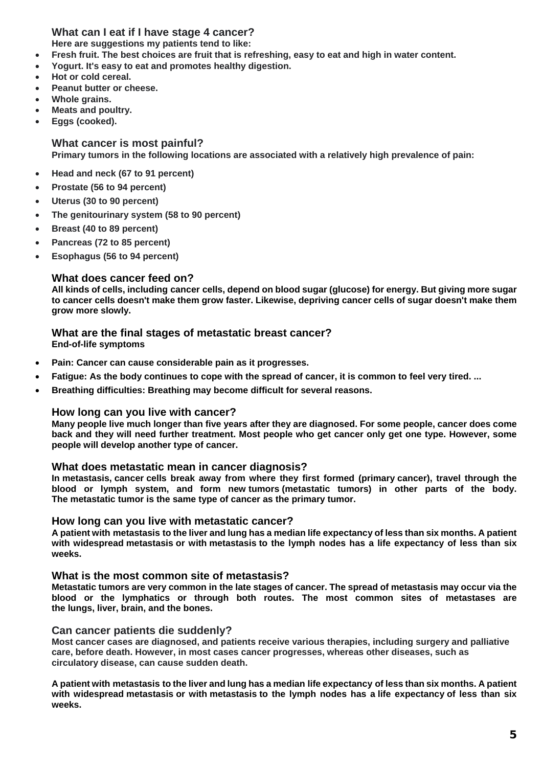### What can I eat if I have stage 4 cancer?

**Here are suggestions my patients tend to like:**

- **Fresh fruit. The best choices are fruit that is refreshing, easy to eat and high in water content.**
- **Yogurt. It's easy to eat and promotes healthy digestion.**
- **Hot or cold cereal.**
- **Peanut butter or cheese.**
- **Whole grains.**
- **Meats and poultry.**
- **Eggs (cooked).**

### What cancer is most painful?

**Primary tumors in the following locations are associated with a relatively high prevalence of pain:**

- **Head and neck (67 to 91 percent)**
- **Prostate (56 to 94 percent)**
- **Uterus (30 to 90 percent)**
- **The genitourinary system (58 to 90 percent)**
- **Breast (40 to 89 percent)**
- **Pancreas (72 to 85 percent)**
- **Esophagus (56 to 94 percent)**

### What does cancer feed on?

**All kinds of cells, including cancer cells, depend on blood sugar (glucose) for energy. But giving more sugar to cancer cells doesn't make them grow faster. Likewise, depriving cancer cells of sugar doesn't make them grow more slowly.**

### What are the final stages of metastatic breast cancer?

**End-of-life symptoms**

- **Pain: Cancer can cause considerable pain as it progresses.**
- **Fatigue: As the body continues to cope with the spread of cancer, it is common to feel very tired. ...**
- **Breathing difficulties: Breathing may become difficult for several reasons.**

### How long can you live with cancer?

**Many people live much longer than five years after they are diagnosed. For some people, cancer does come back and they will need further treatment. Most people who get cancer only get one type. However, some people will develop another type of cancer.**

### What does metastatic mean in cancer diagnosis?

**In metastasis, cancer cells break away from where they first formed (primary cancer), travel through the blood or lymph system, and form new tumors (metastatic tumors) in other parts of the body. The metastatic tumor is the same type of cancer as the primary tumor.**

### How long can you live with metastatic cancer?

**A patient with metastasis to the liver and lung has a median life expectancy of less than six months. A patient with widespread metastasis or with metastasis to the lymph nodes has a life expectancy of less than six weeks.**

### What is the most common site of metastasis?

**Metastatic tumors are very common in the late stages of cancer. The spread of metastasis may occur via the blood or the lymphatics or through both routes. The most common sites of metastases are the lungs, liver, brain, and the bones.**

### Can cancer patients die suddenly?

**Most cancer cases are diagnosed, and patients receive various therapies, including surgery and palliative care, before death. However, in most cases cancer progresses, whereas other diseases, such as circulatory disease, can cause sudden death.**

**A patient with metastasis to the liver and lung has a median life expectancy of less than six months. A patient with widespread metastasis or with metastasis to the lymph nodes has a life expectancy of less than six weeks.**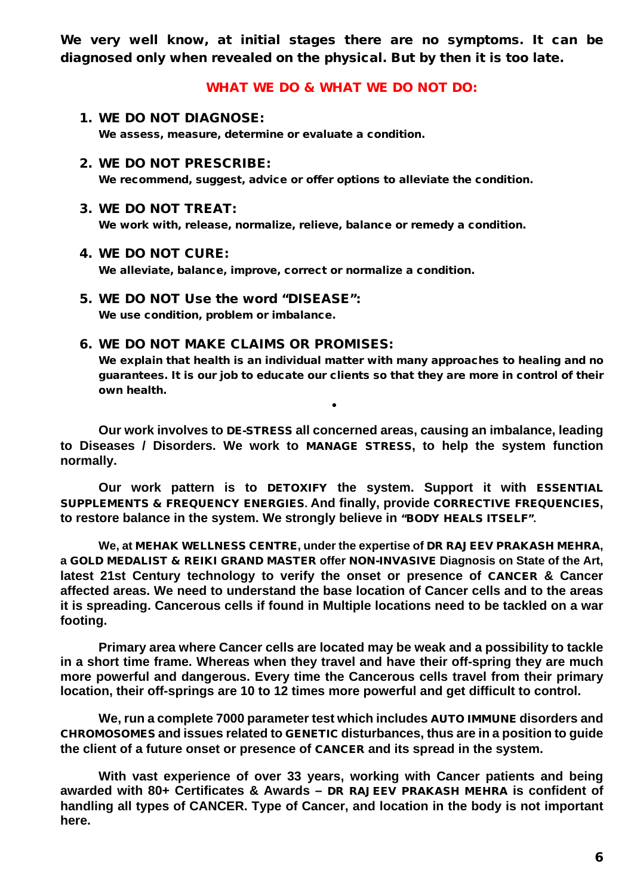**We very well know, at initial stages there are no symptoms. It can be diagnosed only when revealed on the physical. But by then it is too late.**

## WHAT WE DO & WHAT WE DO NOT DO:

1. **WE DO NOT DIAGNOSE:**
   **We assess, measure, determine or evaluate a condition.**

2. **WE DO NOT PRESCRIBE:**
   **We recommend, suggest, advice or offer options to alleviate the condition.**

3. **WE DO NOT TREAT:**
   **We work with, release, normalize, relieve, balance or remedy a condition.**

4. **WE DO NOT CURE:**
   **We alleviate, balance, improve, correct or normalize a condition.**

5. **WE DO NOT Use the word "DISEASE":**
   **We use condition, problem or imbalance.**

6. **WE DO NOT MAKE CLAIMS OR PROMISES:**
   **We explain that health is an individual matter with many approaches to healing and no guarantees. It is our job to educate our clients so that they are more in control of their own health.**

•

**Our work involves to DE-STRESS all concerned areas, causing an imbalance, leading to Diseases / Disorders. We work to MANAGE STRESS, to help the system function normally.**

**Our work pattern is to DETOXIFY the system. Support it with ESSENTIAL SUPPLEMENTS & FREQUENCY ENERGIES. And finally, provide CORRECTIVE FREQUENCIES, to restore balance in the system. We strongly believe in "BODY HEALS ITSELF".**

**We, at MEHAK WELLNESS CENTRE, under the expertise of DR RAJEEV PRAKASH MEHRA, a GOLD MEDALIST & REIKI GRAND MASTER offer NON-INVASIVE Diagnosis on State of the Art, latest 21st Century technology to verify the onset or presence of CANCER & Cancer affected areas. We need to understand the base location of Cancer cells and to the areas it is spreading. Cancerous cells if found in Multiple locations need to be tackled on a war footing.**

**Primary area where Cancer cells are located may be weak and a possibility to tackle in a short time frame. Whereas when they travel and have their off-spring they are much more powerful and dangerous. Every time the Cancerous cells travel from their primary location, their off-springs are 10 to 12 times more powerful and get difficult to control.**

**We, run a complete 7000 parameter test which includes AUTO IMMUNE disorders and CHROMOSOMES and issues related to GENETIC disturbances, thus are in a position to guide the client of a future onset or presence of CANCER and its spread in the system.**

**With vast experience of over 33 years, working with Cancer patients and being awarded with 80+ Certificates & Awards – DR RAJEEV PRAKASH MEHRA is confident of handling all types of CANCER. Type of Cancer, and location in the body is not important here.**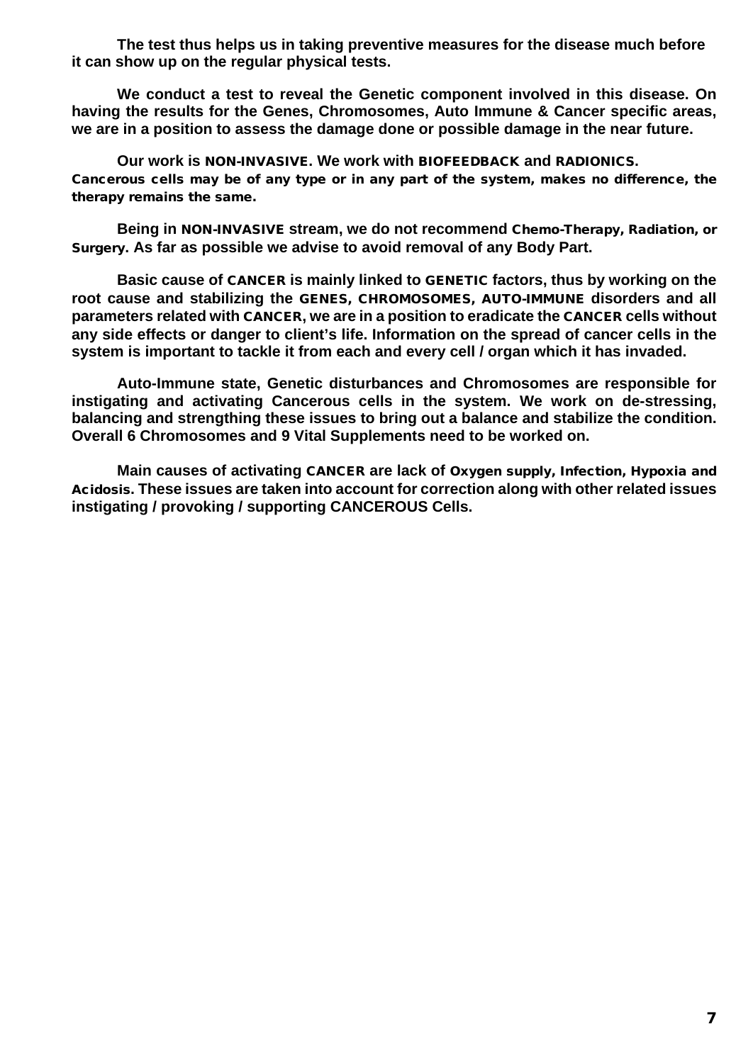**The test thus helps us in taking preventive measures for the disease much before it can show up on the regular physical tests.**

**We conduct a test to reveal the Genetic component involved in this disease. On having the results for the Genes, Chromosomes, Auto Immune & Cancer specific areas, we are in a position to assess the damage done or possible damage in the near future.**

**Our work is NON-INVASIVE. We work with BIOFEEDBACK and RADIONICS.**
**Cancerous cells may be of any type or in any part of the system, makes no difference, the therapy remains the same.**

**Being in NON-INVASIVE stream, we do not recommend Chemo-Therapy, Radiation, or Surgery. As far as possible we advise to avoid removal of any Body Part.**

**Basic cause of CANCER is mainly linked to GENETIC factors, thus by working on the root cause and stabilizing the GENES, CHROMOSOMES, AUTO-IMMUNE disorders and all parameters related with CANCER, we are in a position to eradicate the CANCER cells without any side effects or danger to client's life. Information on the spread of cancer cells in the system is important to tackle it from each and every cell / organ which it has invaded.**

**Auto-Immune state, Genetic disturbances and Chromosomes are responsible for instigating and activating Cancerous cells in the system. We work on de-stressing, balancing and strengthing these issues to bring out a balance and stabilize the condition. Overall 6 Chromosomes and 9 Vital Supplements need to be worked on.**

**Main causes of activating CANCER are lack of Oxygen supply, Infection, Hypoxia and Acidosis. These issues are taken into account for correction along with other related issues instigating / provoking / supporting CANCEROUS Cells.**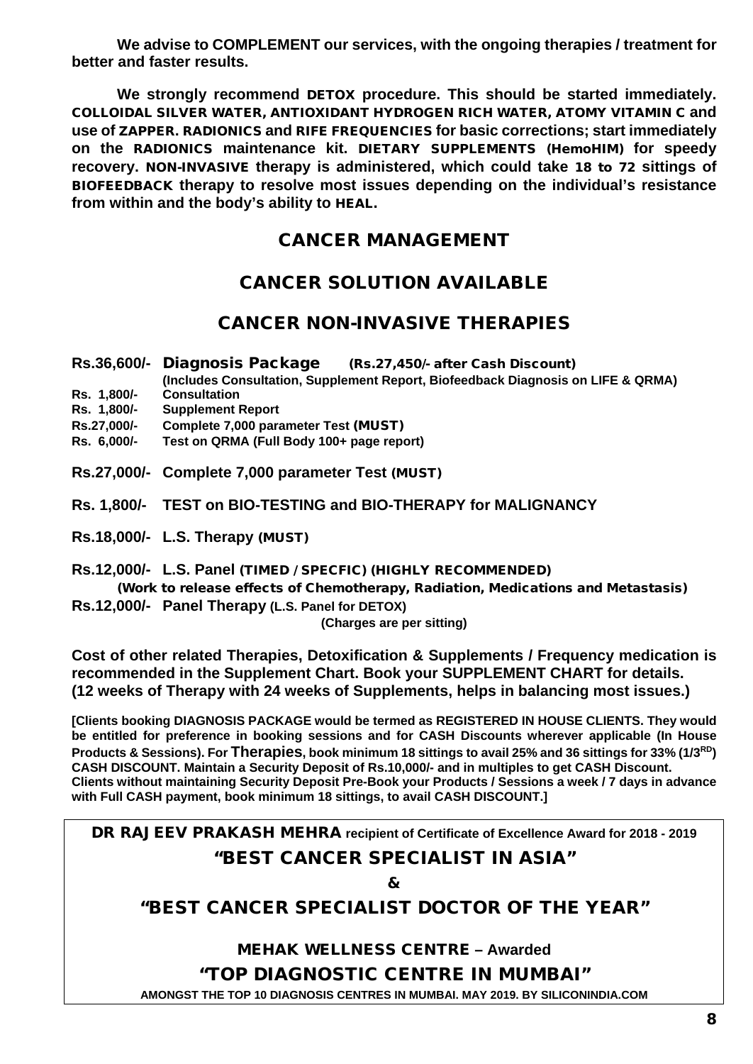**We advise to COMPLEMENT our services, with the ongoing therapies / treatment for better and faster results.**

**We strongly recommend DETOX procedure. This should be started immediately. COLLOIDAL SILVER WATER, ANTIOXIDANT HYDROGEN RICH WATER, ATOMY VITAMIN C and use of ZAPPER. RADIONICS and RIFE FREQUENCIES for basic corrections; start immediately on the RADIONICS maintenance kit. DIETARY SUPPLEMENTS (HemoHIM) for speedy recovery. NON-INVASIVE therapy is administered, which could take 18 to 72 sittings of BIOFEEDBACK therapy to resolve most issues depending on the individual's resistance from within and the body's ability to HEAL.**

## CANCER MANAGEMENT

## CANCER SOLUTION AVAILABLE

## CANCER NON-INVASIVE THERAPIES

**Rs.36,600/- Diagnosis Package (Rs.27,450/- after Cash Discount)**
**(Includes Consultation, Supplement Report, Biofeedback Diagnosis on LIFE & QRMA)**

**Rs. 1,800/- Consultation**
**Rs. 1,800/- Supplement Report**
**Rs.27,000/- Complete 7,000 parameter Test (MUST)**
**Rs. 6,000/- Test on QRMA (Full Body 100+ page report)**

**Rs.27,000/- Complete 7,000 parameter Test (MUST)**

**Rs. 1,800/- TEST on BIO-TESTING and BIO-THERAPY for MALIGNANCY**

**Rs.18,000/- L.S. Therapy (MUST)**

**Rs.12,000/- L.S. Panel (TIMED / SPECFIC) (HIGHLY RECOMMENDED)**
**(Work to release effects of Chemotherapy, Radiation, Medications and Metastasis)**

**Rs.12,000/- Panel Therapy (L.S. Panel for DETOX)**
**(Charges are per sitting)**

**Cost of other related Therapies, Detoxification & Supplements / Frequency medication is recommended in the Supplement Chart. Book your SUPPLEMENT CHART for details. (12 weeks of Therapy with 24 weeks of Supplements, helps in balancing most issues.)**

**[Clients booking DIAGNOSIS PACKAGE would be termed as REGISTERED IN HOUSE CLIENTS. They would be entitled for preference in booking sessions and for CASH Discounts wherever applicable (In House Products & Sessions). For Therapies, book minimum 18 sittings to avail 25% and 36 sittings for 33% (1/3RD) CASH DISCOUNT. Maintain a Security Deposit of Rs.10,000/- and in multiples to get CASH Discount. Clients without maintaining Security Deposit Pre-Book your Products / Sessions a week / 7 days in advance with Full CASH payment, book minimum 18 sittings, to avail CASH DISCOUNT.]**

**DR RAJEEV PRAKASH MEHRA recipient of Certificate of Excellence Award for 2018 - 2019**

**"BEST CANCER SPECIALIST IN ASIA"**

**&**

**"BEST CANCER SPECIALIST DOCTOR OF THE YEAR"**

**MEHAK WELLNESS CENTRE – Awarded**

**"TOP DIAGNOSTIC CENTRE IN MUMBAI"**

**AMONGST THE TOP 10 DIAGNOSIS CENTRES IN MUMBAI. MAY 2019. BY SILICONINDIA.COM**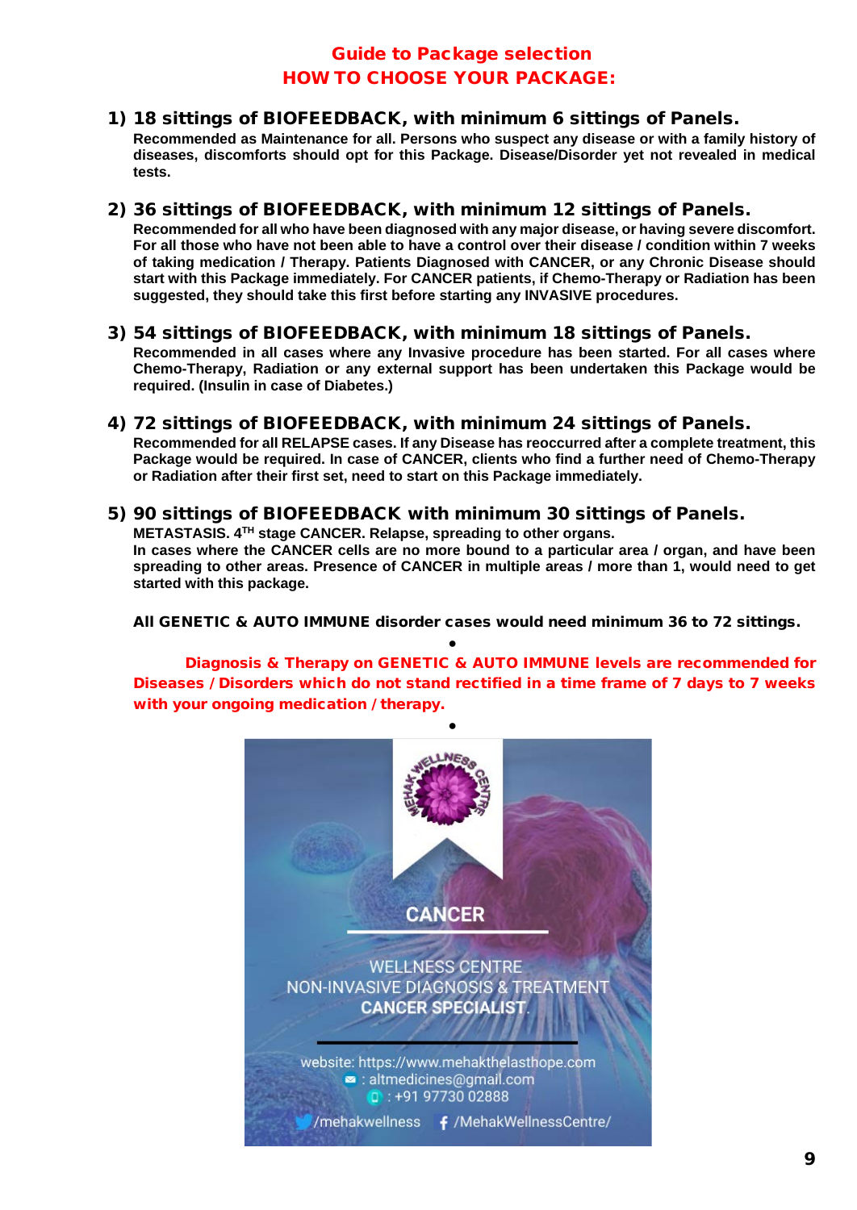# Guide to Package selection
# HOW TO CHOOSE YOUR PACKAGE:

## 1) 18 sittings of BIOFEEDBACK, with minimum 6 sittings of Panels.

**Recommended as Maintenance for all. Persons who suspect any disease or with a family history of diseases, discomforts should opt for this Package. Disease/Disorder yet not revealed in medical tests.**

## 2) 36 sittings of BIOFEEDBACK, with minimum 12 sittings of Panels.

**Recommended for all who have been diagnosed with any major disease, or having severe discomfort. For all those who have not been able to have a control over their disease / condition within 7 weeks of taking medication / Therapy. Patients Diagnosed with CANCER, or any Chronic Disease should start with this Package immediately. For CANCER patients, if Chemo-Therapy or Radiation has been suggested, they should take this first before starting any INVASIVE procedures.**

## 3) 54 sittings of BIOFEEDBACK, with minimum 18 sittings of Panels.

**Recommended in all cases where any Invasive procedure has been started. For all cases where Chemo-Therapy, Radiation or any external support has been undertaken this Package would be required. (Insulin in case of Diabetes.)**

## 4) 72 sittings of BIOFEEDBACK, with minimum 24 sittings of Panels.

**Recommended for all RELAPSE cases. If any Disease has reoccurred after a complete treatment, this Package would be required. In case of CANCER, clients who find a further need of Chemo-Therapy or Radiation after their first set, need to start on this Package immediately.**

## 5) 90 sittings of BIOFEEDBACK with minimum 30 sittings of Panels.

**METASTASIS. 4TH stage CANCER. Relapse, spreading to other organs.**
**In cases where the CANCER cells are no more bound to a particular area / organ, and have been spreading to other areas. Presence of CANCER in multiple areas / more than 1, would need to get started with this package.**

**All GENETIC & AUTO IMMUNE disorder cases would need minimum 36 to 72 sittings.**

- **Diagnosis & Therapy on GENETIC & AUTO IMMUNE levels are recommended for Diseases / Disorders which do not stand rectified in a time frame of 7 days to 7 weeks with your ongoing medication / therapy.**

MEHAK WELLNESS CENTRE

CANCER

WELLNESS CENTRE
NON-INVASIVE DIAGNOSIS & TREATMENT
CANCER SPECIALIST

website: https://www.mehakthelasthope.com
: altmedicines@gmail.com
: +91 97730 02888
/mehakwellness /MehakWellnessCentre/